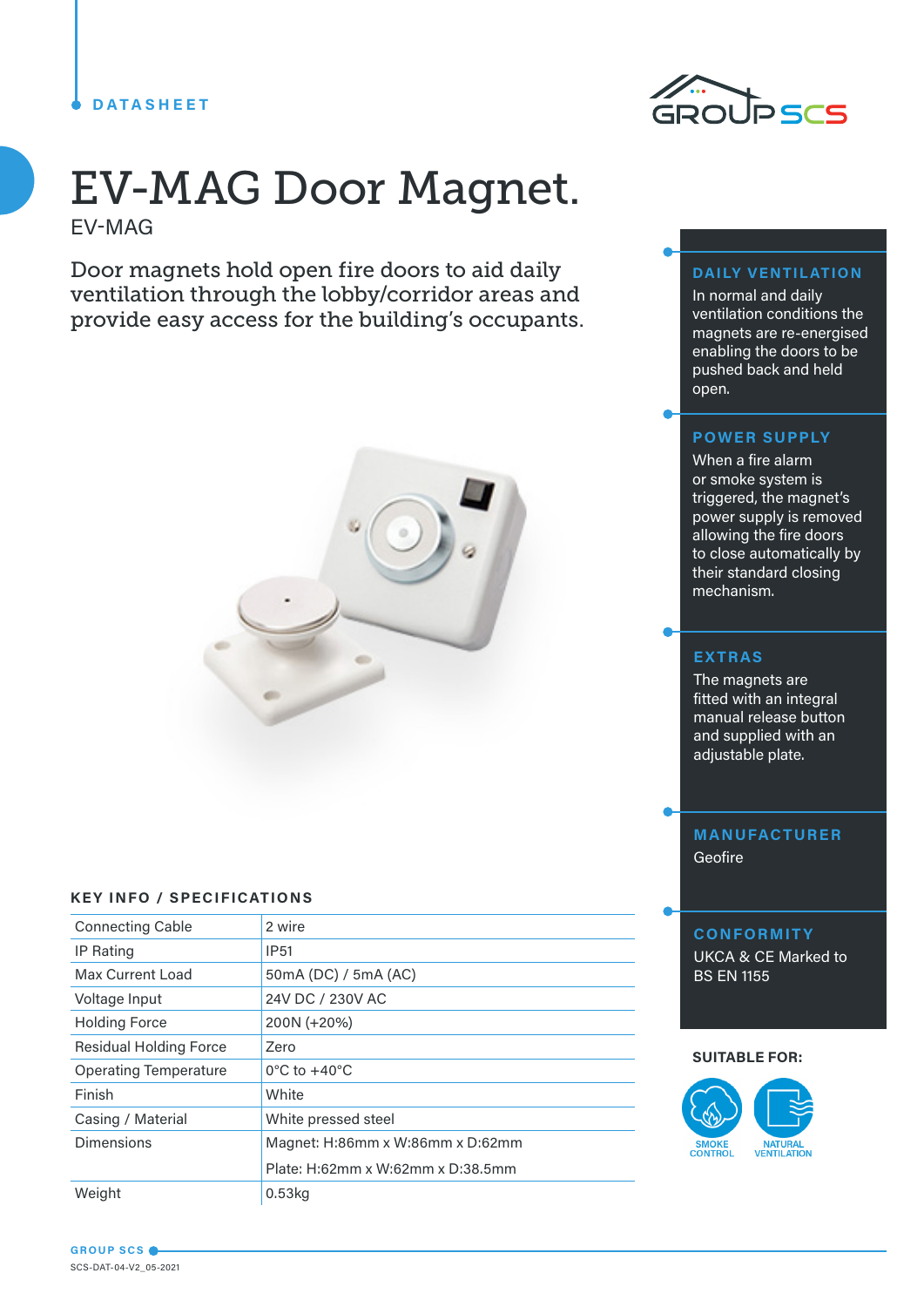DATASHEET

# EV-MAG Door Magnet.

EV-MAG

Door magnets hold open fire doors to aid daily ventilation through the lobby/corridor areas and provide easy access for the building's occupants.

### DAILY VENTILATION

In normal and daily ventilation conditions the magnets are re-energised enabling the doors to be pushed back and held open.

### POWER SUPPLY

When a fire alarm or smoke system is triggered, the magnet's power supply is removed allowing the fire doors to close automatically by their standard closing mechanism.

### EXTRAS

The magnets are fitted with an integral manual release button and supplied with an adjustable plate.

### MANUFACTURER

Geofire

### CONFORMITY

UKCA & CE Marked to BS EN 1155

## KEY INFO / SPECIFICATIONS

| | |
|---|---|
| Connecting Cable | 2 wire |
| IP Rating | IP51 |
| Max Current Load | 50mA (DC) / 5mA (AC) |
| Voltage Input | 24V DC / 230V AC |
| Holding Force | 200N (+20%) |
| Residual Holding Force | Zero |
| Operating Temperature | 0°C to +40°C |
| Finish | White |
| Casing / Material | White pressed steel |
| Dimensions | Magnet: H:86mm x W:86mm x D:62mm<br>Plate: H:62mm x W:62mm x D:38.5mm |
| Weight | 0.53kg |

**SUITABLE FOR:**

SMOKE CONTROL

NATURAL VENTILATION

GROUP SCS

SCS-DAT-04-V2_05-2021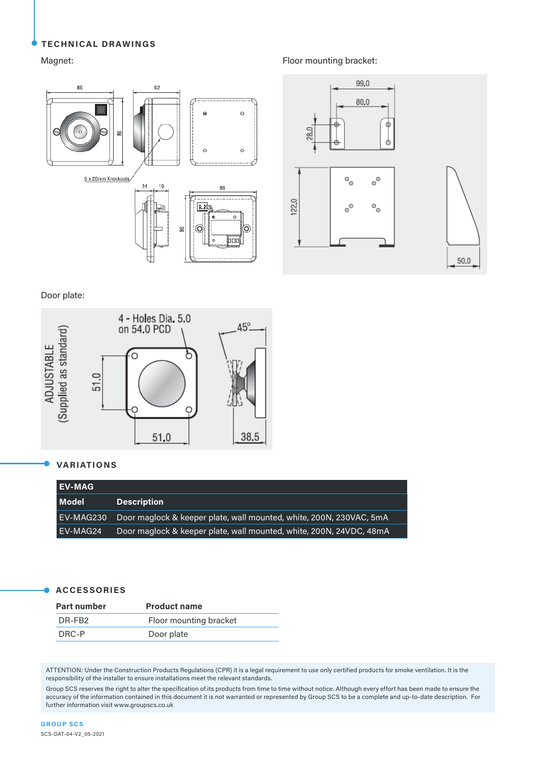## TECHNICAL DRAWINGS

Magnet:

86
62
86
5 x 20mm Knockouts
24
19
86
86

Floor mounting bracket:

99,0
80,0
28,0
122,0
50,0

Door plate:

ADJUSTABLE
(Supplied as standard)
4 - Holes Dia. 5.0
on 54.0 PCD
45°
51.0
51.0
38.5

## VARIATIONS

| EV-MAG | |
|---|---|
| **Model** | **Description** |
| EV-MAG230 | Door maglock & keeper plate, wall mounted, white, 200N, 230VAC, 5mA |
| EV-MAG24 | Door maglock & keeper plate, wall mounted, white, 200N, 24VDC, 48mA |

## ACCESSORIES

| Part number | Product name |
|---|---|
| DR-FB2 | Floor mounting bracket |
| DRC-P | Door plate |

ATTENTION: Under the Construction Products Regulations (CPR) it is a legal requirement to use only certified products for smoke ventilation. It is the responsibility of the installer to ensure installations meet the relevant standards.

Group SCS reserves the right to alter the specification of its products from time to time without notice. Although every effort has been made to ensure the accuracy of the information contained in this document it is not warranted or represented by Group SCS to be a complete and up-to-date description. For further information visit www.groupscs.co.uk

GROUP SCS

SCS-DAT-04-V2_05-2021